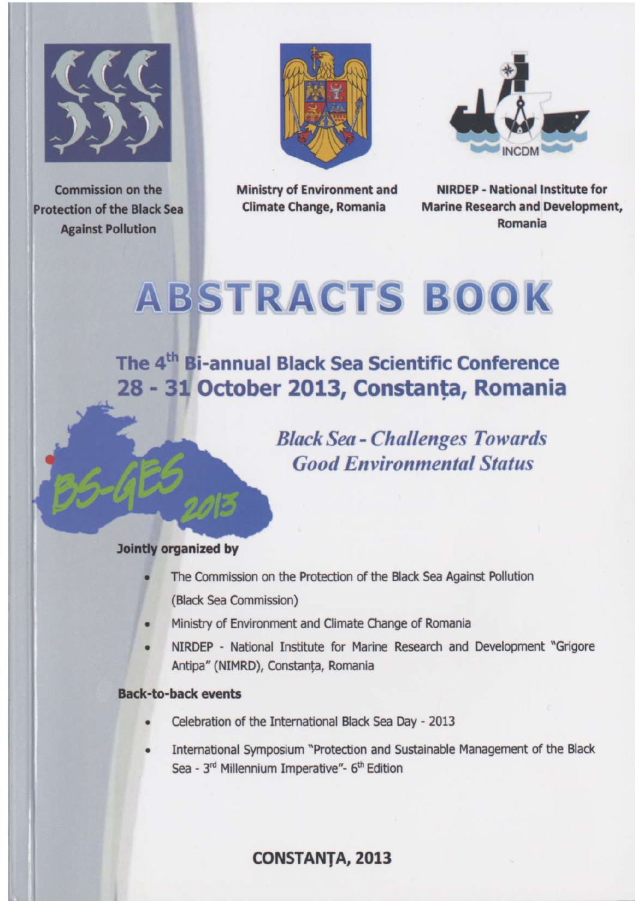Commission on the Protection of the Black Sea Against Pollution

Ministry of Environment and Climate Change, Romania

NIRDEP - National Institute for Marine Research and Development, Romania

# ABSTRACTS BOOK

## The 4th Bi-annual Black Sea Scientific Conference 28 - 31 October 2013, Constanța, Romania

***Black Sea - Challenges Towards Good Environmental Status***

BS-GES 2013

**Jointly organized by**

- The Commission on the Protection of the Black Sea Against Pollution (Black Sea Commission)
- Ministry of Environment and Climate Change of Romania
- NIRDEP - National Institute for Marine Research and Development "Grigore Antipa" (NIMRD), Constanța, Romania

**Back-to-back events**

- Celebration of the International Black Sea Day - 2013
- International Symposium "Protection and Sustainable Management of the Black Sea - 3rd Millennium Imperative"- 6th Edition

**CONSTANȚA, 2013**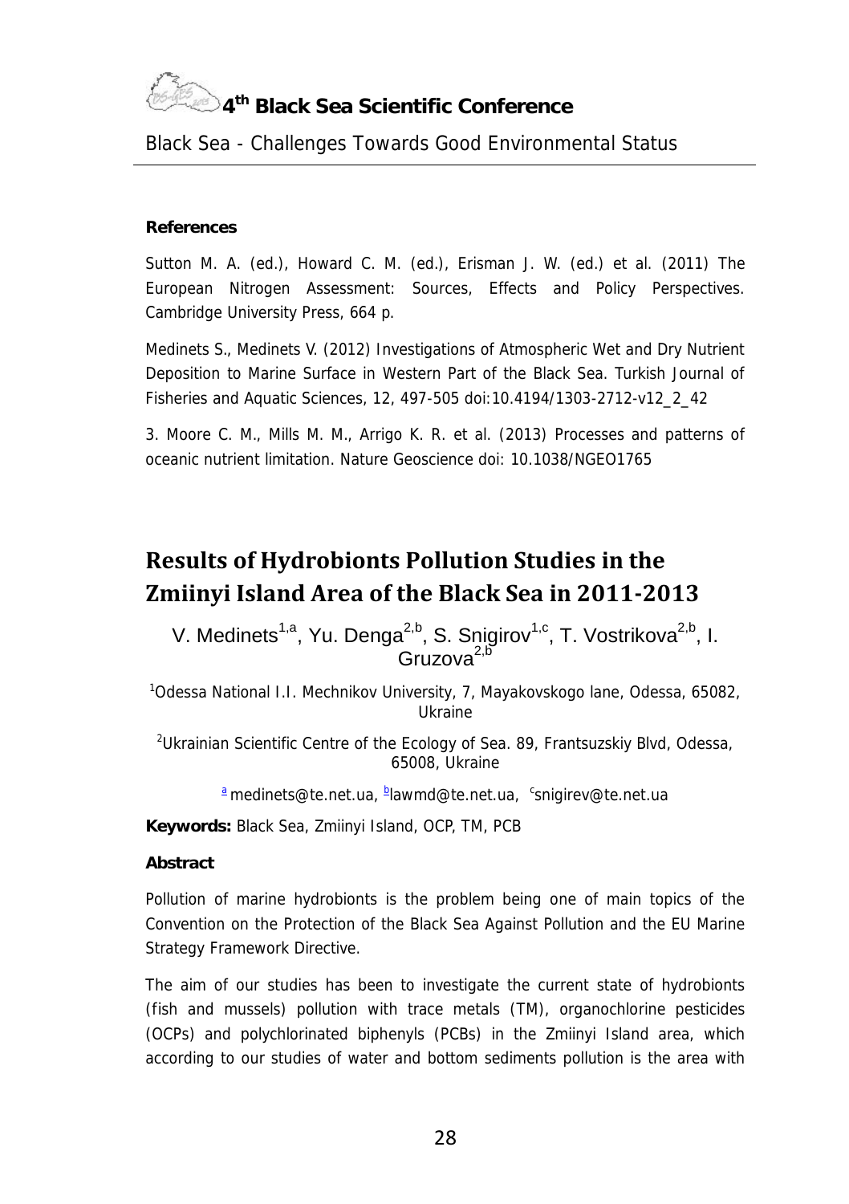**References**

Sutton M. A. (ed.), Howard C. M. (ed.), Erisman J. W. (ed.) et al. (2011) The European Nitrogen Assessment: Sources, Effects and Policy Perspectives. Cambridge University Press, 664 p.

Medinets S., Medinets V. (2012) Investigations of Atmospheric Wet and Dry Nutrient Deposition to Marine Surface in Western Part of the Black Sea. Turkish Journal of Fisheries and Aquatic Sciences, 12, 497-505 doi:10.4194/1303-2712-v12_2_42

3. Moore C. M., Mills M. M., Arrigo K. R. et al. (2013) Processes and patterns of oceanic nutrient limitation. Nature Geoscience doi: 10.1038/NGEO1765

# Results of Hydrobionts Pollution Studies in the Zmiinyi Island Area of the Black Sea in 2011-2013

V. Medinets[1,a], Yu. Denga[2,b], S. Snigirov[1,c], T. Vostrikova[2,b], I. Gruzova[2,b]

[1]Odessa National I.I. Mechnikov University, 7, Mayakovskogo lane, Odessa, 65082, Ukraine

[2]Ukrainian Scientific Centre of the Ecology of Sea. 89, Frantsuzskiy Blvd, Odessa, 65008, Ukraine

[a] medinets@te.net.ua, [b]lawmd@te.net.ua, [c]snigirev@te.net.ua

**Keywords:** Black Sea, Zmiinyi Island, OCP, TM, PCB

**Abstract**

Pollution of marine hydrobionts is the problem being one of main topics of the Convention on the Protection of the Black Sea Against Pollution and the EU Marine Strategy Framework Directive.

The aim of our studies has been to investigate the current state of hydrobionts (fish and mussels) pollution with trace metals (TM), organochlorine pesticides (OCPs) and polychlorinated biphenyls (PCBs) in the Zmiinyi Island area, which according to our studies of water and bottom sediments pollution is the area with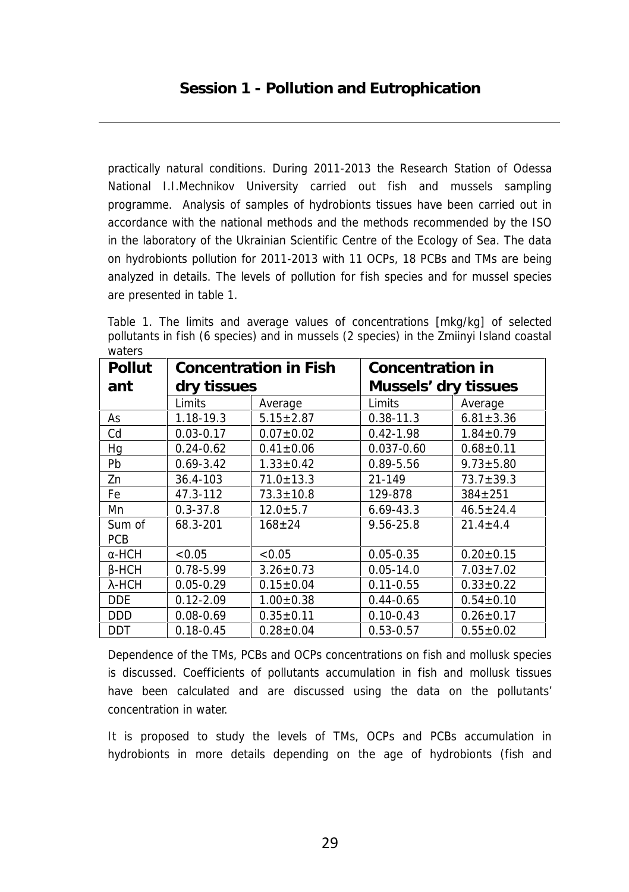practically natural conditions. During 2011-2013 the Research Station of Odessa National I.I.Mechnikov University carried out fish and mussels sampling programme. Analysis of samples of hydrobionts tissues have been carried out in accordance with the national methods and the methods recommended by the ISO in the laboratory of the Ukrainian Scientific Centre of the Ecology of Sea. The data on hydrobionts pollution for 2011-2013 with 11 OCPs, 18 PCBs and TMs are being analyzed in details. The levels of pollution for fish species and for mussel species are presented in table 1.

Table 1. The limits and average values of concentrations [mkg/kg] of selected pollutants in fish (6 species) and in mussels (2 species) in the Zmiinyi Island coastal waters

| **Pollutant** | **Concentration in Fish dry tissues** | | **Concentration in Mussels' dry tissues** | |
|---|---|---|---|---|
| | Limits | Average | Limits | Average |
| As | 1.18-19.3 | 5.15±2.87 | 0.38-11.3 | 6.81±3.36 |
| Cd | 0.03-0.17 | 0.07±0.02 | 0.42-1.98 | 1.84±0.79 |
| Hg | 0.24-0.62 | 0.41±0.06 | 0.037-0.60 | 0.68±0.11 |
| Pb | 0.69-3.42 | 1.33±0.42 | 0.89-5.56 | 9.73±5.80 |
| Zn | 36.4-103 | 71.0±13.3 | 21-149 | 73.7±39.3 |
| Fe | 47.3-112 | 73.3±10.8 | 129-878 | 384±251 |
| Mn | 0.3-37.8 | 12.0±5.7 | 6.69-43.3 | 46.5±24.4 |
| Sum of PCB | 68.3-201 | 168±24 | 9.56-25.8 | 21.4±4.4 |
| α-HCH | <0.05 | <0.05 | 0.05-0.35 | 0.20±0.15 |
| β-HCH | 0.78-5.99 | 3.26±0.73 | 0.05-14.0 | 7.03±7.02 |
| λ-HCH | 0.05-0.29 | 0.15±0.04 | 0.11-0.55 | 0.33±0.22 |
| DDE | 0.12-2.09 | 1.00±0.38 | 0.44-0.65 | 0.54±0.10 |
| DDD | 0.08-0.69 | 0.35±0.11 | 0.10-0.43 | 0.26±0.17 |
| DDT | 0.18-0.45 | 0.28±0.04 | 0.53-0.57 | 0.55±0.02 |

Dependence of the TMs, PCBs and OCPs concentrations on fish and mollusk species is discussed. Coefficients of pollutants accumulation in fish and mollusk tissues have been calculated and are discussed using the data on the pollutants' concentration in water.

It is proposed to study the levels of TMs, OCPs and PCBs accumulation in hydrobionts in more details depending on the age of hydrobionts (fish and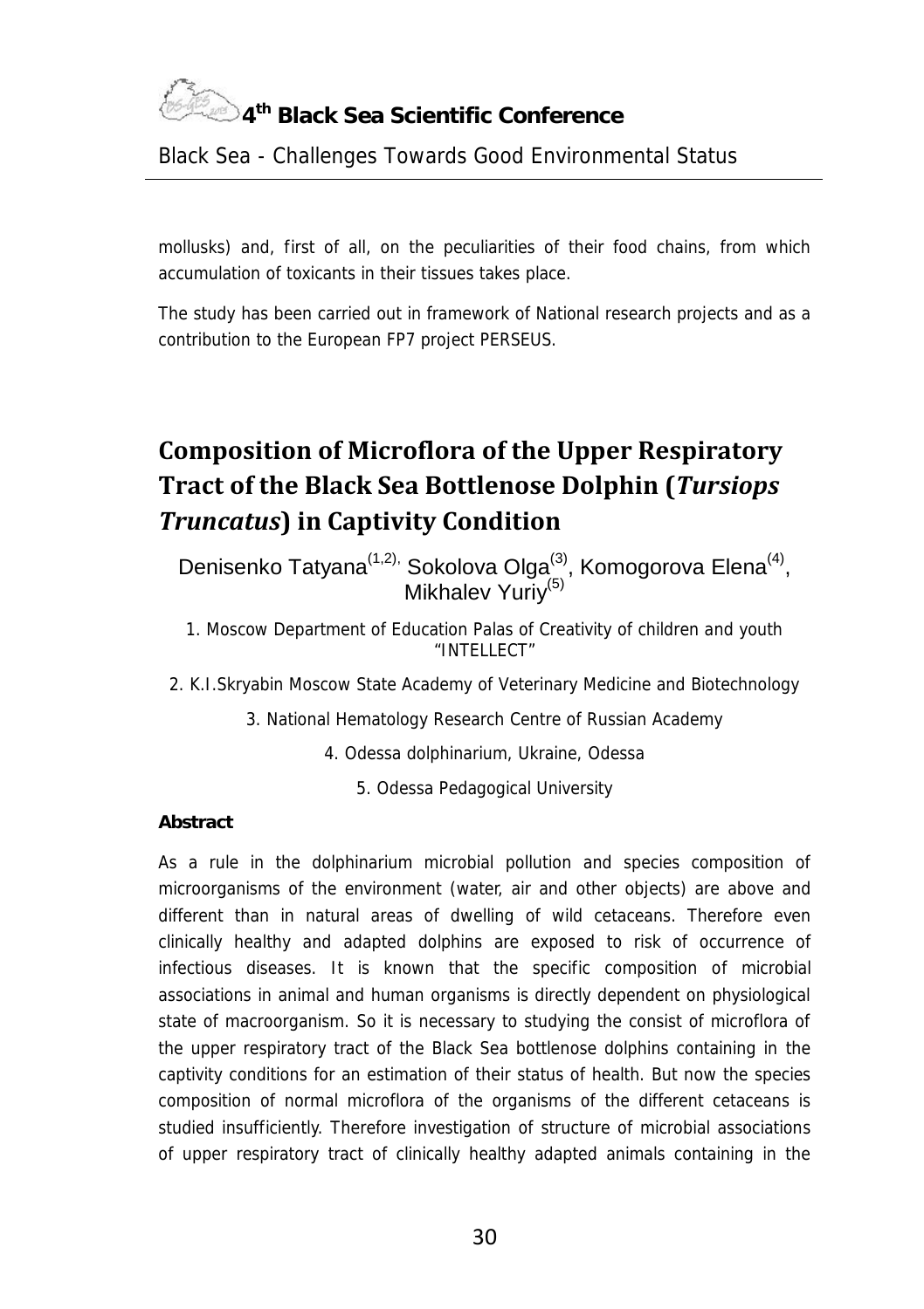mollusks) and, first of all, on the peculiarities of their food chains, from which accumulation of toxicants in their tissues takes place.

The study has been carried out in framework of National research projects and as a contribution to the European FP7 project PERSEUS.

# Composition of Microflora of the Upper Respiratory Tract of the Black Sea Bottlenose Dolphin (*Tursiops Truncatus*) in Captivity Condition

Denisenko Tatyana[1,2], Sokolova Olga[3], Komogorova Elena[4], Mikhalev Yuriy[5]

1. Moscow Department of Education Palas of Creativity of children and youth "INTELLECT"
2. K.I.Skryabin Moscow State Academy of Veterinary Medicine and Biotechnology
3. National Hematology Research Centre of Russian Academy
4. Odessa dolphinarium, Ukraine, Odessa
5. Odessa Pedagogical University

**Abstract**

As a rule in the dolphinarium microbial pollution and species composition of microorganisms of the environment (water, air and other objects) are above and different than in natural areas of dwelling of wild cetaceans. Therefore even clinically healthy and adapted dolphins are exposed to risk of occurrence of infectious diseases. It is known that the specific composition of microbial associations in animal and human organisms is directly dependent on physiological state of macroorganism. So it is necessary to studying the consist of microflora of the upper respiratory tract of the Black Sea bottlenose dolphins containing in the captivity conditions for an estimation of their status of health. But now the species composition of normal microflora of the organisms of the different cetaceans is studied insufficiently. Therefore investigation of structure of microbial associations of upper respiratory tract of clinically healthy adapted animals containing in the